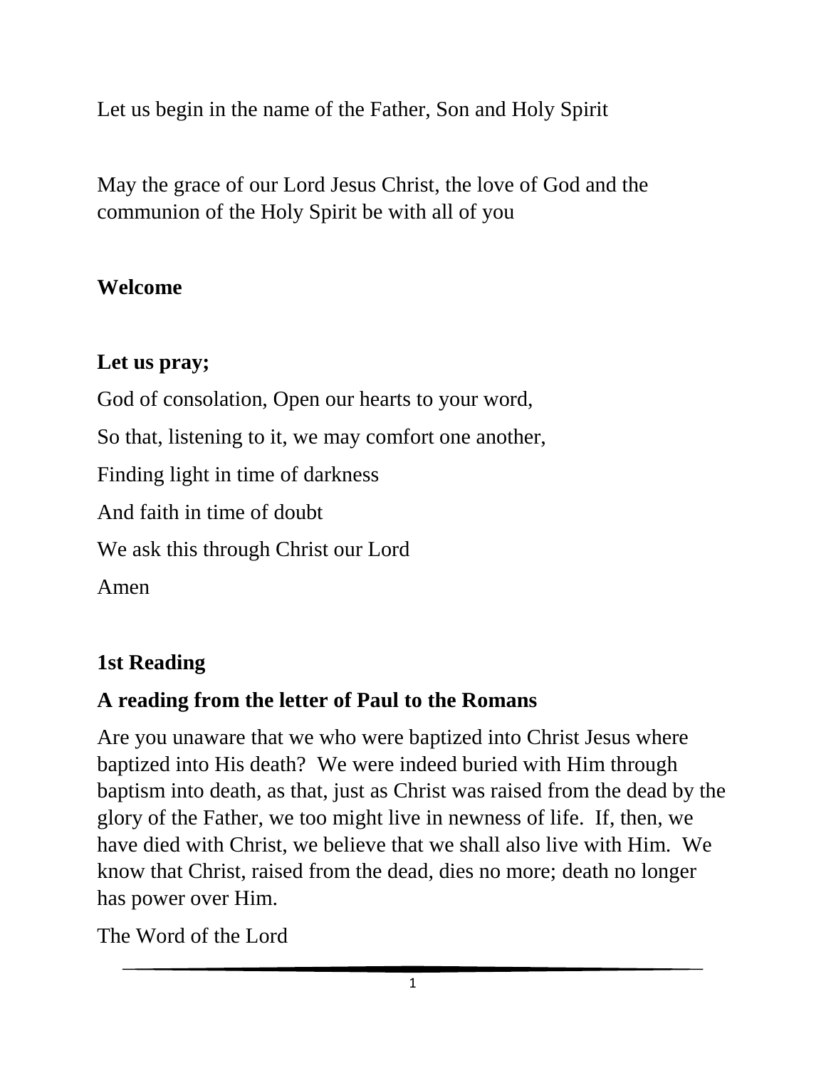Let us begin in the name of the Father, Son and Holy Spirit

May the grace of our Lord Jesus Christ, the love of God and the communion of the Holy Spirit be with all of you

**Welcome**

**Let us pray;**

God of consolation, Open our hearts to your word,

So that, listening to it, we may comfort one another,

Finding light in time of darkness

And faith in time of doubt

We ask this through Christ our Lord

Amen

**1st Reading**

**A reading from the letter of Paul to the Romans**

Are you unaware that we who were baptized into Christ Jesus where baptized into His death? We were indeed buried with Him through baptism into death, as that, just as Christ was raised from the dead by the glory of the Father, we too might live in newness of life. If, then, we have died with Christ, we believe that we shall also live with Him. We know that Christ, raised from the dead, dies no more; death no longer has power over Him.

The Word of the Lord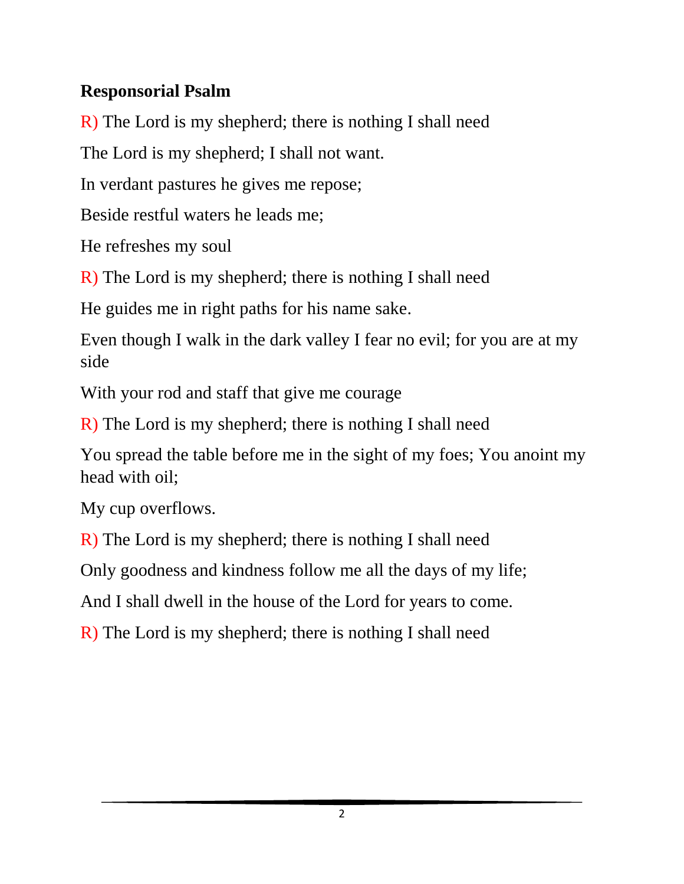**Responsorial Psalm**

R) The Lord is my shepherd; there is nothing I shall need

The Lord is my shepherd; I shall not want.

In verdant pastures he gives me repose;

Beside restful waters he leads me;

He refreshes my soul

R) The Lord is my shepherd; there is nothing I shall need

He guides me in right paths for his name sake.

Even though I walk in the dark valley I fear no evil; for you are at my side

With your rod and staff that give me courage

R) The Lord is my shepherd; there is nothing I shall need

You spread the table before me in the sight of my foes; You anoint my head with oil;

My cup overflows.

R) The Lord is my shepherd; there is nothing I shall need

Only goodness and kindness follow me all the days of my life;

And I shall dwell in the house of the Lord for years to come.

R) The Lord is my shepherd; there is nothing I shall need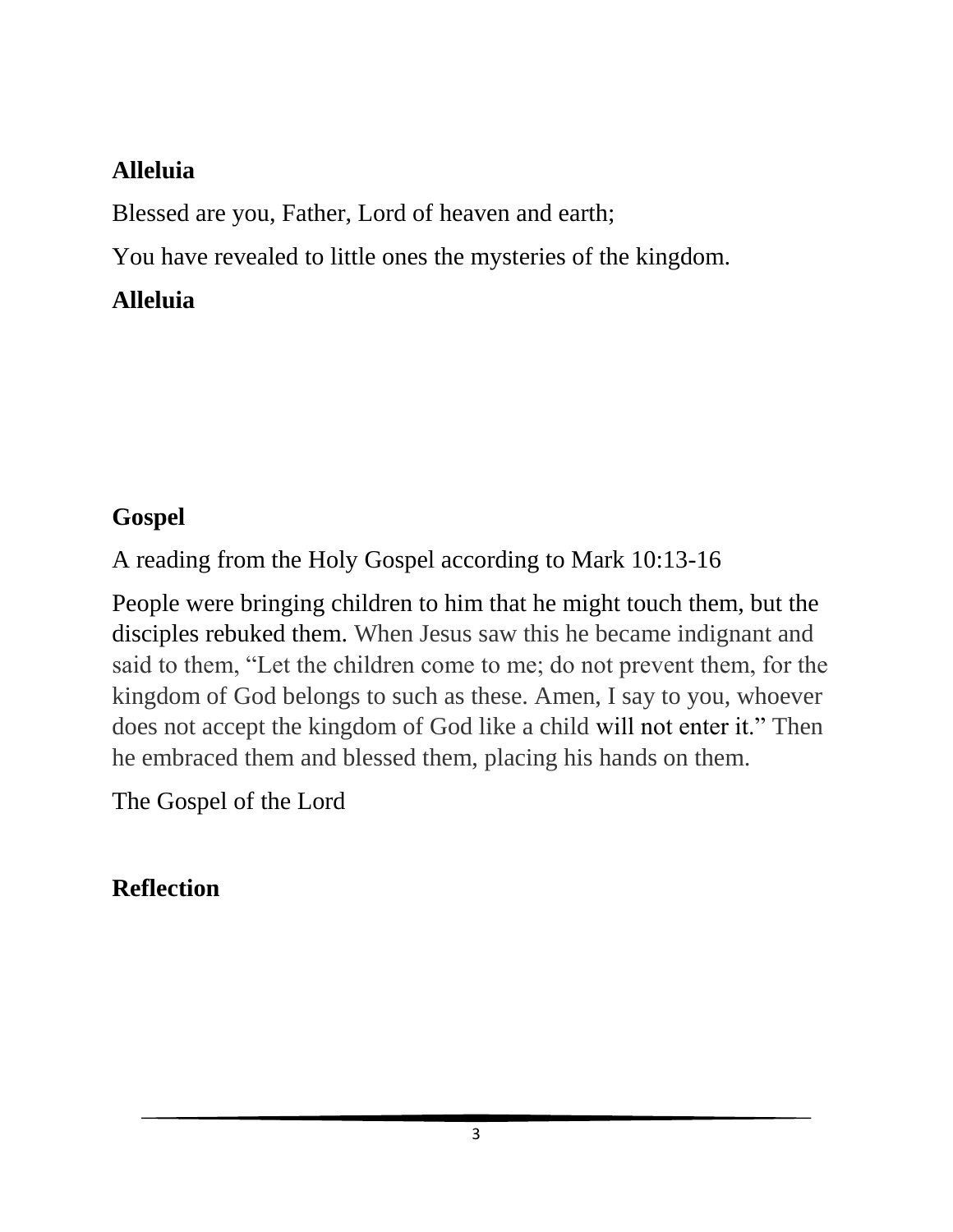**Alleluia**

Blessed are you, Father, Lord of heaven and earth;

You have revealed to little ones the mysteries of the kingdom.

**Alleluia**

**Gospel**

A reading from the Holy Gospel according to Mark 10:13-16

People were bringing children to him that he might touch them, but the disciples rebuked them. When Jesus saw this he became indignant and said to them, "Let the children come to me; do not prevent them, for the kingdom of God belongs to such as these. Amen, I say to you, whoever does not accept the kingdom of God like a child will not enter it." Then he embraced them and blessed them, placing his hands on them.

The Gospel of the Lord

**Reflection**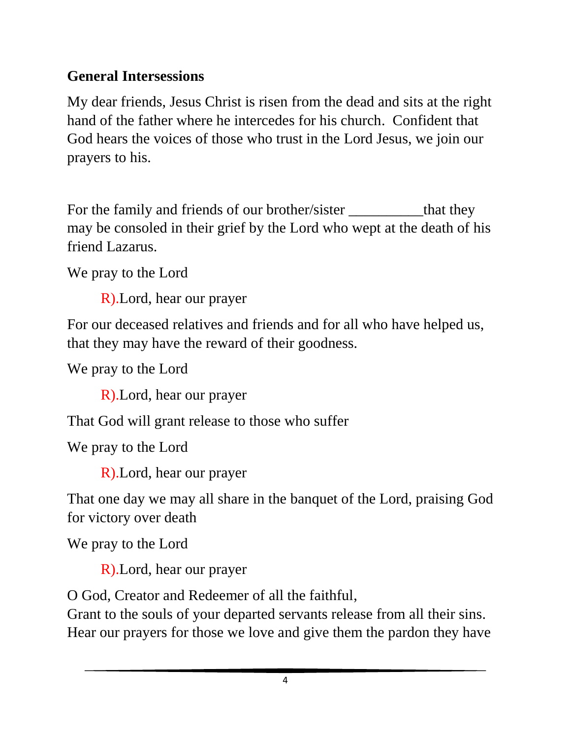**General Intersessions**

My dear friends, Jesus Christ is risen from the dead and sits at the right hand of the father where he intercedes for his church. Confident that God hears the voices of those who trust in the Lord Jesus, we join our prayers to his.

For the family and friends of our brother/sister __________that they may be consoled in their grief by the Lord who wept at the death of his friend Lazarus.

We pray to the Lord

R).Lord, hear our prayer

For our deceased relatives and friends and for all who have helped us, that they may have the reward of their goodness.

We pray to the Lord

R).Lord, hear our prayer

That God will grant release to those who suffer

We pray to the Lord

R).Lord, hear our prayer

That one day we may all share in the banquet of the Lord, praising God for victory over death

We pray to the Lord

R).Lord, hear our prayer

O God, Creator and Redeemer of all the faithful,
Grant to the souls of your departed servants release from all their sins. Hear our prayers for those we love and give them the pardon they have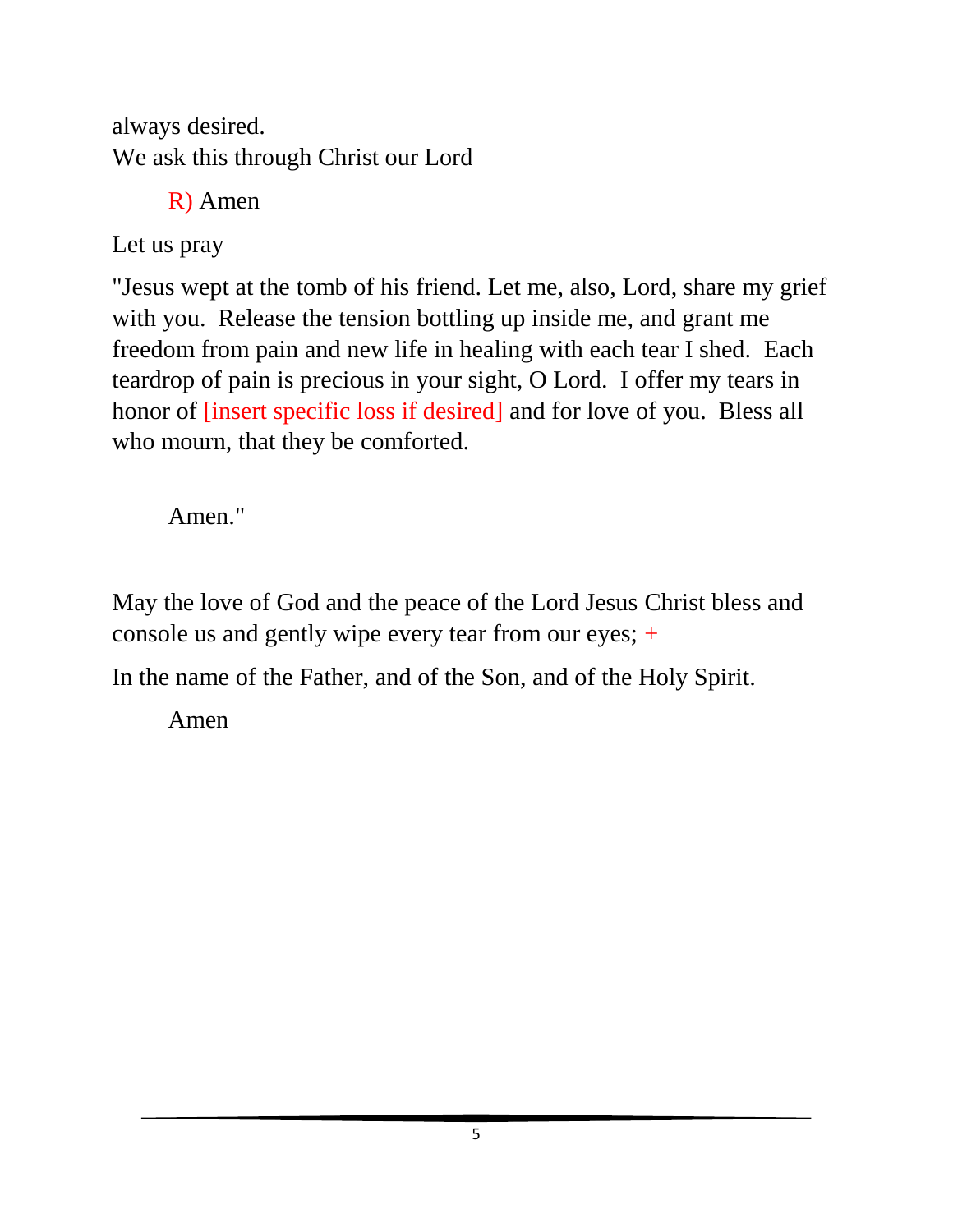always desired.
We ask this through Christ our Lord

R) Amen

Let us pray

"Jesus wept at the tomb of his friend. Let me, also, Lord, share my grief with you. Release the tension bottling up inside me, and grant me freedom from pain and new life in healing with each tear I shed. Each teardrop of pain is precious in your sight, O Lord. I offer my tears in honor of [insert specific loss if desired] and for love of you. Bless all who mourn, that they be comforted.

Amen."

May the love of God and the peace of the Lord Jesus Christ bless and console us and gently wipe every tear from our eyes; +

In the name of the Father, and of the Son, and of the Holy Spirit.

Amen